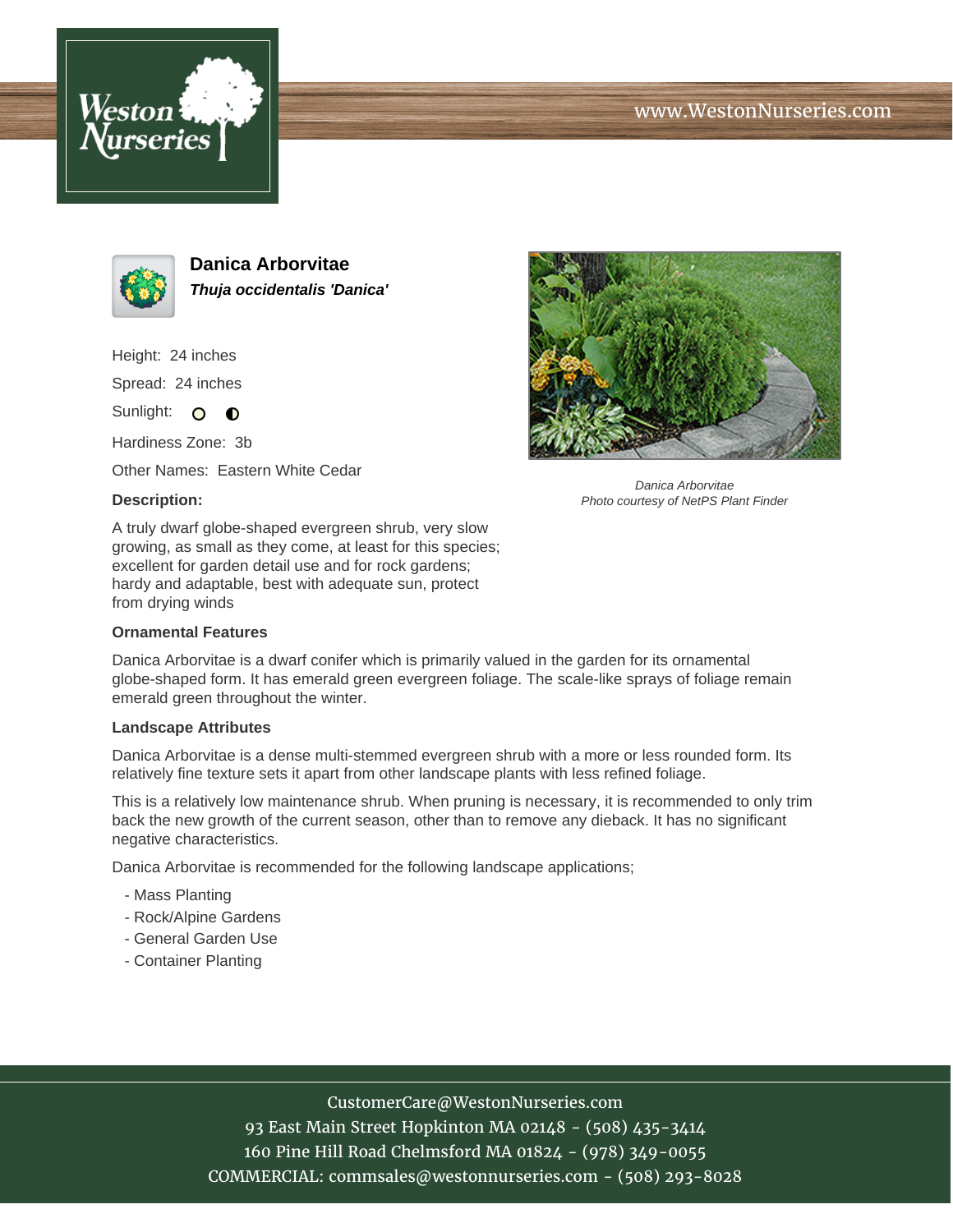# Danica Arborvitae

***Thuja occidentalis 'Danica'***

Height: 24 inches

Spread: 24 inches

Sunlight: ○ ◐

Hardiness Zone: 3b

Other Names: Eastern White Cedar

*Danica Arborvitae*
*Photo courtesy of NetPS Plant Finder*

**Description:**

A truly dwarf globe-shaped evergreen shrub, very slow growing, as small as they come, at least for this species; excellent for garden detail use and for rock gardens; hardy and adaptable, best with adequate sun, protect from drying winds

**Ornamental Features**

Danica Arborvitae is a dwarf conifer which is primarily valued in the garden for its ornamental globe-shaped form. It has emerald green evergreen foliage. The scale-like sprays of foliage remain emerald green throughout the winter.

**Landscape Attributes**

Danica Arborvitae is a dense multi-stemmed evergreen shrub with a more or less rounded form. Its relatively fine texture sets it apart from other landscape plants with less refined foliage.

This is a relatively low maintenance shrub. When pruning is necessary, it is recommended to only trim back the new growth of the current season, other than to remove any dieback. It has no significant negative characteristics.

Danica Arborvitae is recommended for the following landscape applications;

- Mass Planting
- Rock/Alpine Gardens
- General Garden Use
- Container Planting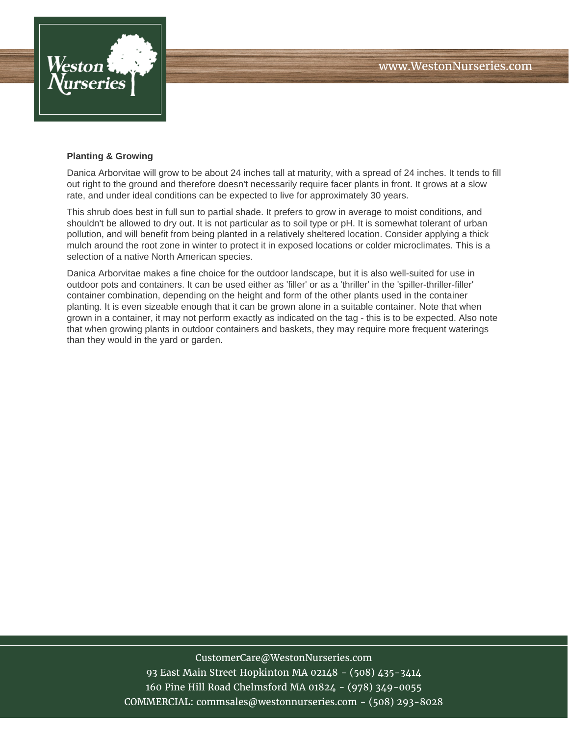### Planting & Growing

Danica Arborvitae will grow to be about 24 inches tall at maturity, with a spread of 24 inches. It tends to fill out right to the ground and therefore doesn't necessarily require facer plants in front. It grows at a slow rate, and under ideal conditions can be expected to live for approximately 30 years.

This shrub does best in full sun to partial shade. It prefers to grow in average to moist conditions, and shouldn't be allowed to dry out. It is not particular as to soil type or pH. It is somewhat tolerant of urban pollution, and will benefit from being planted in a relatively sheltered location. Consider applying a thick mulch around the root zone in winter to protect it in exposed locations or colder microclimates. This is a selection of a native North American species.

Danica Arborvitae makes a fine choice for the outdoor landscape, but it is also well-suited for use in outdoor pots and containers. It can be used either as 'filler' or as a 'thriller' in the 'spiller-thriller-filler' container combination, depending on the height and form of the other plants used in the container planting. It is even sizeable enough that it can be grown alone in a suitable container. Note that when grown in a container, it may not perform exactly as indicated on the tag - this is to be expected. Also note that when growing plants in outdoor containers and baskets, they may require more frequent waterings than they would in the yard or garden.